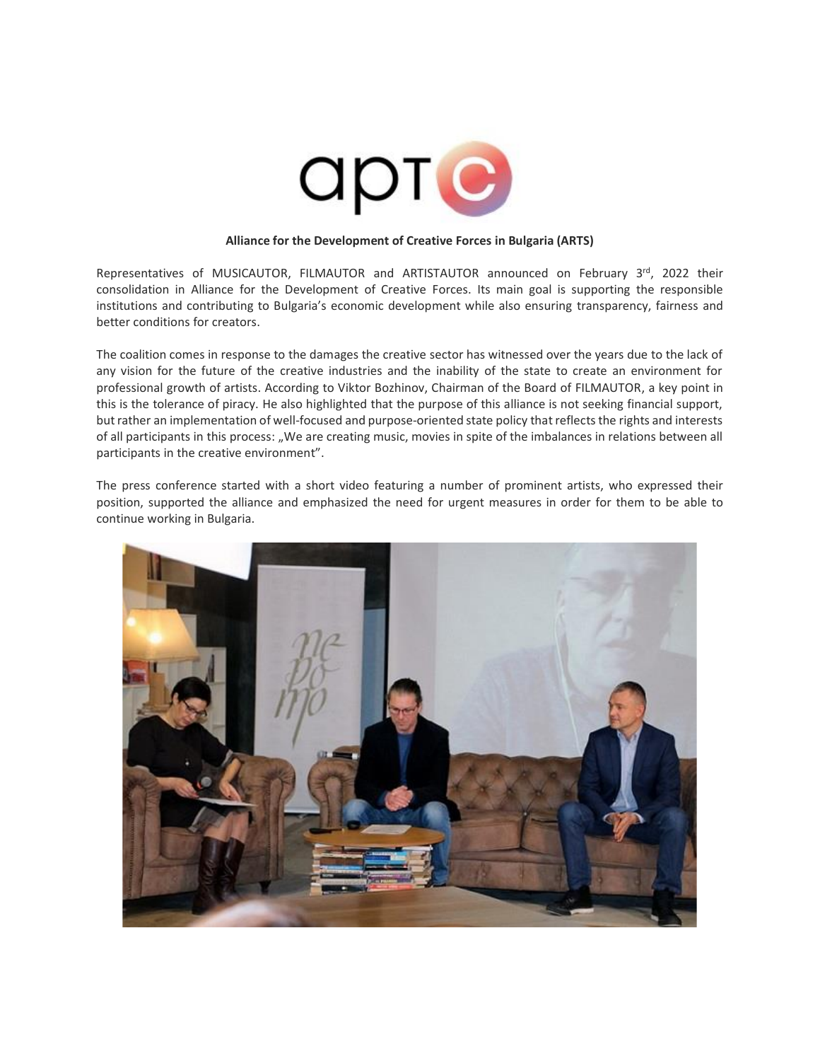**Alliance for the Development of Creative Forces in Bulgaria (ARTS)**

Representatives of MUSICAUTOR, FILMAUTOR and ARTISTAUTOR announced on February 3rd, 2022 their consolidation in Alliance for the Development of Creative Forces. Its main goal is supporting the responsible institutions and contributing to Bulgaria's economic development while also ensuring transparency, fairness and better conditions for creators.

The coalition comes in response to the damages the creative sector has witnessed over the years due to the lack of any vision for the future of the creative industries and the inability of the state to create an environment for professional growth of artists. According to Viktor Bozhinov, Chairman of the Board of FILMAUTOR, a key point in this is the tolerance of piracy. He also highlighted that the purpose of this alliance is not seeking financial support, but rather an implementation of well-focused and purpose-oriented state policy that reflects the rights and interests of all participants in this process: „We are creating music, movies in spite of the imbalances in relations between all participants in the creative environment".

The press conference started with a short video featuring a number of prominent artists, who expressed their position, supported the alliance and emphasized the need for urgent measures in order for them to be able to continue working in Bulgaria.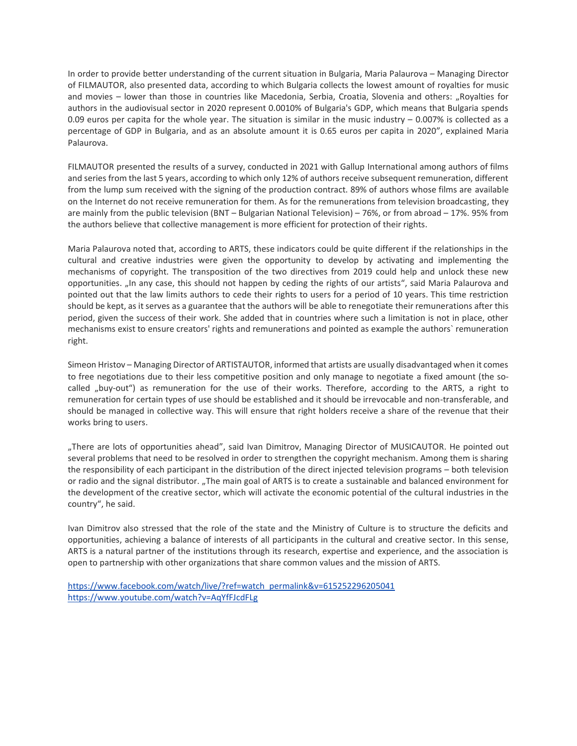In order to provide better understanding of the current situation in Bulgaria, Maria Palaurova – Managing Director of FILMAUTOR, also presented data, according to which Bulgaria collects the lowest amount of royalties for music and movies – lower than those in countries like Macedonia, Serbia, Croatia, Slovenia and others: „Royalties for authors in the audiovisual sector in 2020 represent 0.0010% of Bulgaria's GDP, which means that Bulgaria spends 0.09 euros per capita for the whole year. The situation is similar in the music industry – 0.007% is collected as a percentage of GDP in Bulgaria, and as an absolute amount it is 0.65 euros per capita in 2020", explained Maria Palaurova.

FILMAUTOR presented the results of a survey, conducted in 2021 with Gallup International among authors of films and series from the last 5 years, according to which only 12% of authors receive subsequent remuneration, different from the lump sum received with the signing of the production contract. 89% of authors whose films are available on the Internet do not receive remuneration for them. As for the remunerations from television broadcasting, they are mainly from the public television (BNT – Bulgarian National Television) – 76%, or from abroad – 17%. 95% from the authors believe that collective management is more efficient for protection of their rights.

Maria Palaurova noted that, according to ARTS, these indicators could be quite different if the relationships in the cultural and creative industries were given the opportunity to develop by activating and implementing the mechanisms of copyright. The transposition of the two directives from 2019 could help and unlock these new opportunities. „In any case, this should not happen by ceding the rights of our artists", said Maria Palaurova and pointed out that the law limits authors to cede their rights to users for a period of 10 years. This time restriction should be kept, as it serves as a guarantee that the authors will be able to renegotiate their remunerations after this period, given the success of their work. She added that in countries where such a limitation is not in place, other mechanisms exist to ensure creators' rights and remunerations and pointed as example the authors` remuneration right.

Simeon Hristov – Managing Director of ARTISTAUTOR, informed that artists are usually disadvantaged when it comes to free negotiations due to their less competitive position and only manage to negotiate a fixed amount (the so-called „buy-out") as remuneration for the use of their works. Therefore, according to the ARTS, a right to remuneration for certain types of use should be established and it should be irrevocable and non-transferable, and should be managed in collective way. This will ensure that right holders receive a share of the revenue that their works bring to users.

„There are lots of opportunities ahead", said Ivan Dimitrov, Managing Director of MUSICAUTOR. He pointed out several problems that need to be resolved in order to strengthen the copyright mechanism. Among them is sharing the responsibility of each participant in the distribution of the direct injected television programs – both television or radio and the signal distributor. „The main goal of ARTS is to create a sustainable and balanced environment for the development of the creative sector, which will activate the economic potential of the cultural industries in the country", he said.

Ivan Dimitrov also stressed that the role of the state and the Ministry of Culture is to structure the deficits and opportunities, achieving a balance of interests of all participants in the cultural and creative sector. In this sense, ARTS is a natural partner of the institutions through its research, expertise and experience, and the association is open to partnership with other organizations that share common values and the mission of ARTS.

https://www.facebook.com/watch/live/?ref=watch_permalink&v=615252296205041
https://www.youtube.com/watch?v=AqYfFJcdFLg